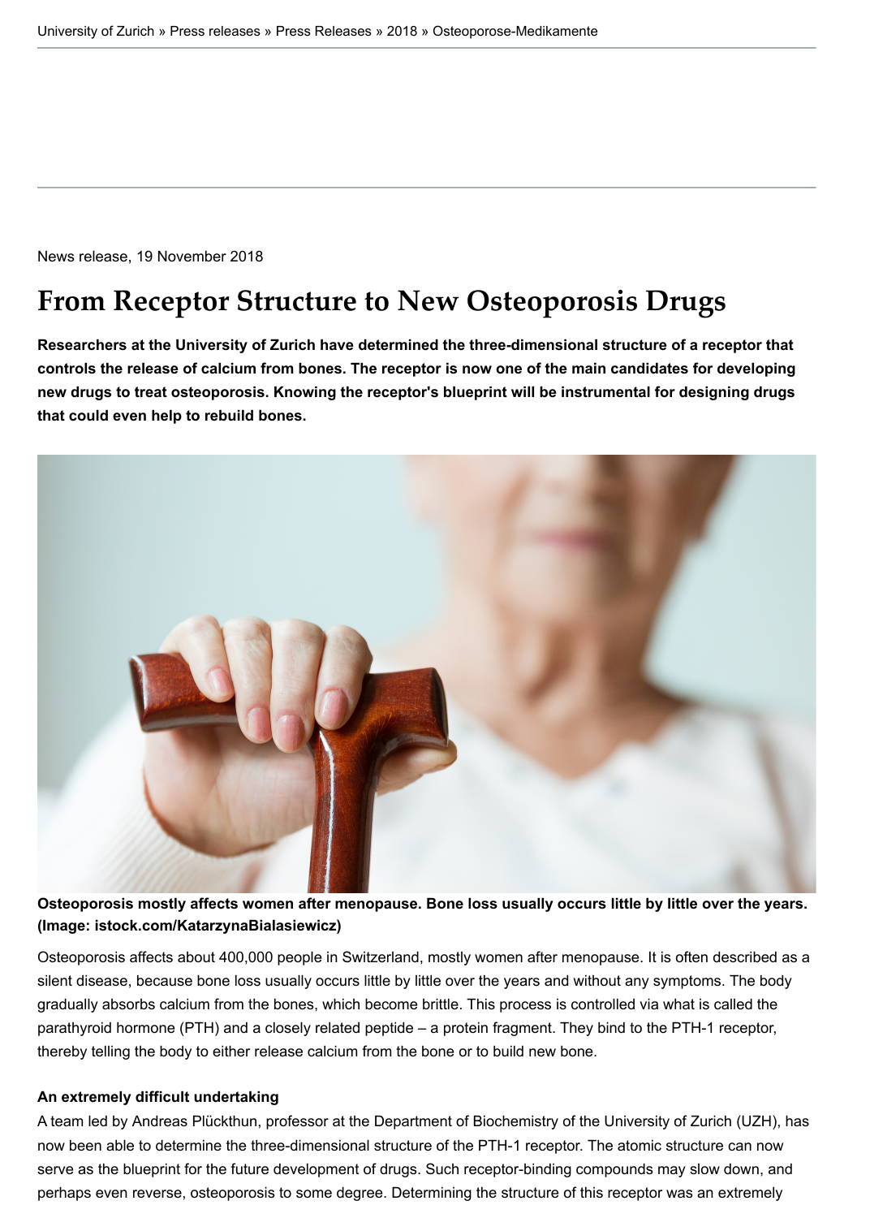University of Zurich » Press releases » Press Releases » 2018 » Osteoporose-Medikamente

News release, 19 November 2018

# From Receptor Structure to New Osteoporosis Drugs

**Researchers at the University of Zurich have determined the three-dimensional structure of a receptor that controls the release of calcium from bones. The receptor is now one of the main candidates for developing new drugs to treat osteoporosis. Knowing the receptor's blueprint will be instrumental for designing drugs that could even help to rebuild bones.**

**Osteoporosis mostly affects women after menopause. Bone loss usually occurs little by little over the years. (Image: istock.com/KatarzynaBialasiewicz)**

Osteoporosis affects about 400,000 people in Switzerland, mostly women after menopause. It is often described as a silent disease, because bone loss usually occurs little by little over the years and without any symptoms. The body gradually absorbs calcium from the bones, which become brittle. This process is controlled via what is called the parathyroid hormone (PTH) and a closely related peptide – a protein fragment. They bind to the PTH-1 receptor, thereby telling the body to either release calcium from the bone or to build new bone.

**An extremely difficult undertaking**

A team led by Andreas Plückthun, professor at the Department of Biochemistry of the University of Zurich (UZH), has now been able to determine the three-dimensional structure of the PTH-1 receptor. The atomic structure can now serve as the blueprint for the future development of drugs. Such receptor-binding compounds may slow down, and perhaps even reverse, osteoporosis to some degree. Determining the structure of this receptor was an extremely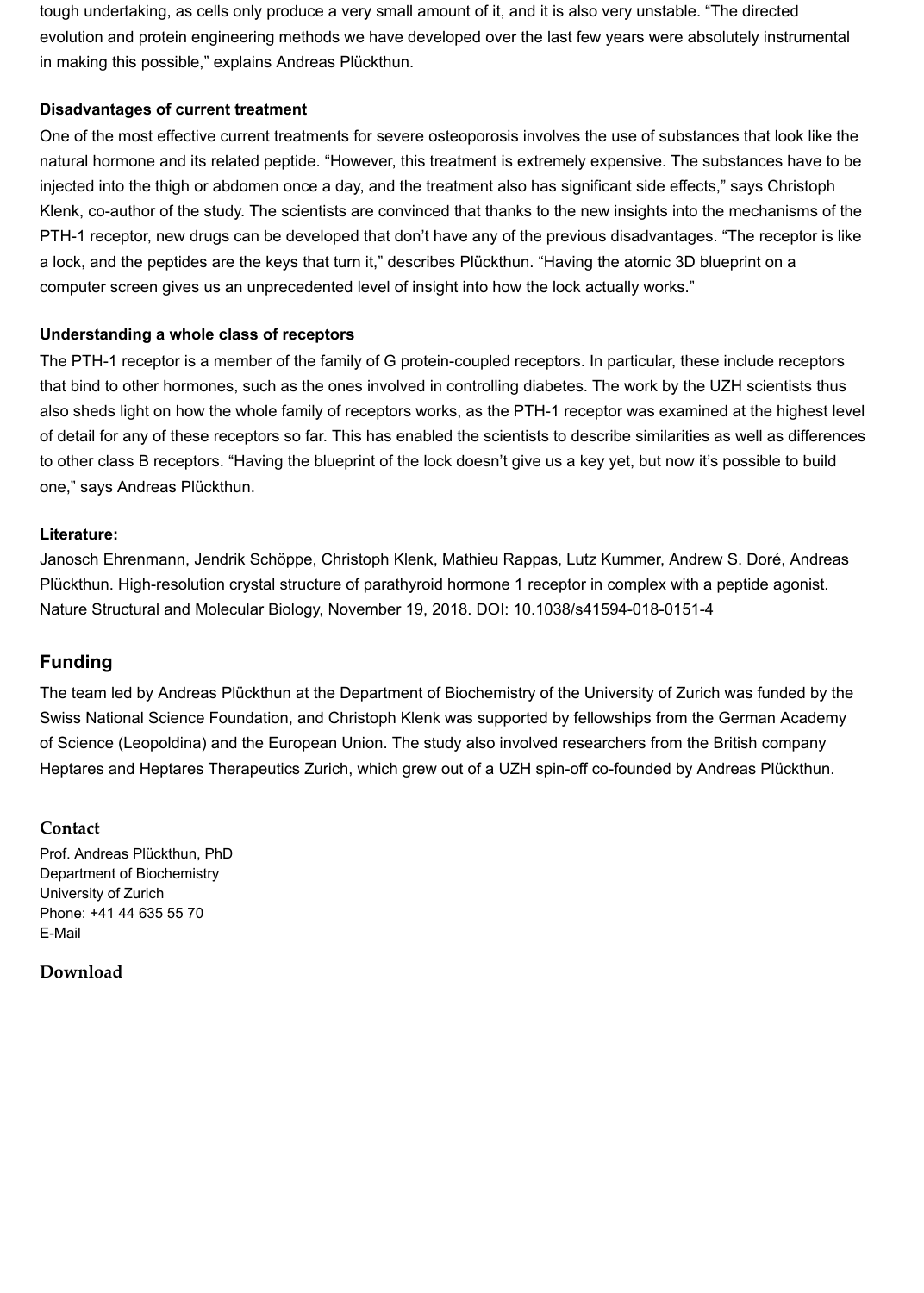tough undertaking, as cells only produce a very small amount of it, and it is also very unstable. “The directed evolution and protein engineering methods we have developed over the last few years were absolutely instrumental in making this possible,” explains Andreas Plückthun.

**Disadvantages of current treatment**

One of the most effective current treatments for severe osteoporosis involves the use of substances that look like the natural hormone and its related peptide. “However, this treatment is extremely expensive. The substances have to be injected into the thigh or abdomen once a day, and the treatment also has significant side effects,” says Christoph Klenk, co-author of the study. The scientists are convinced that thanks to the new insights into the mechanisms of the PTH-1 receptor, new drugs can be developed that don’t have any of the previous disadvantages. “The receptor is like a lock, and the peptides are the keys that turn it,” describes Plückthun. “Having the atomic 3D blueprint on a computer screen gives us an unprecedented level of insight into how the lock actually works.”

**Understanding a whole class of receptors**

The PTH-1 receptor is a member of the family of G protein-coupled receptors. In particular, these include receptors that bind to other hormones, such as the ones involved in controlling diabetes. The work by the UZH scientists thus also sheds light on how the whole family of receptors works, as the PTH-1 receptor was examined at the highest level of detail for any of these receptors so far. This has enabled the scientists to describe similarities as well as differences to other class B receptors. “Having the blueprint of the lock doesn’t give us a key yet, but now it’s possible to build one,” says Andreas Plückthun.

**Literature:**

Janosch Ehrenmann, Jendrik Schöppe, Christoph Klenk, Mathieu Rappas, Lutz Kummer, Andrew S. Doré, Andreas Plückthun. High-resolution crystal structure of parathyroid hormone 1 receptor in complex with a peptide agonist. Nature Structural and Molecular Biology, November 19, 2018. DOI: 10.1038/s41594-018-0151-4

## Funding

The team led by Andreas Plückthun at the Department of Biochemistry of the University of Zurich was funded by the Swiss National Science Foundation, and Christoph Klenk was supported by fellowships from the German Academy of Science (Leopoldina) and the European Union. The study also involved researchers from the British company Heptares and Heptares Therapeutics Zurich, which grew out of a UZH spin-off co-founded by Andreas Plückthun.

### Contact

Prof. Andreas Plückthun, PhD
Department of Biochemistry
University of Zurich
Phone: +41 44 635 55 70
E-Mail

### Download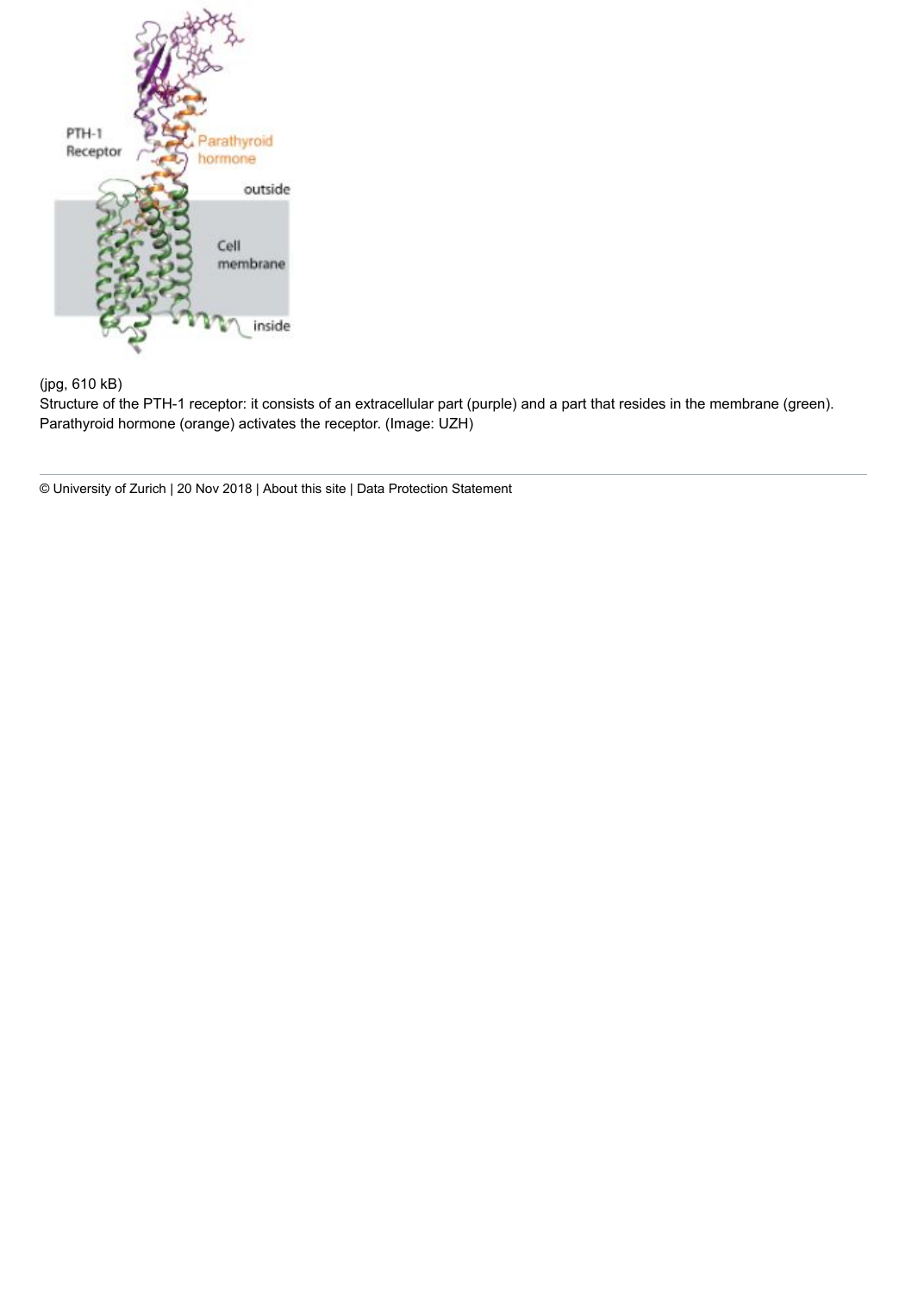PTH-1 Receptor

Parathyroid hormone

outside

Cell membrane

inside

(jpg, 610 kB)

Structure of the PTH-1 receptor: it consists of an extracellular part (purple) and a part that resides in the membrane (green). Parathyroid hormone (orange) activates the receptor. (Image: UZH)